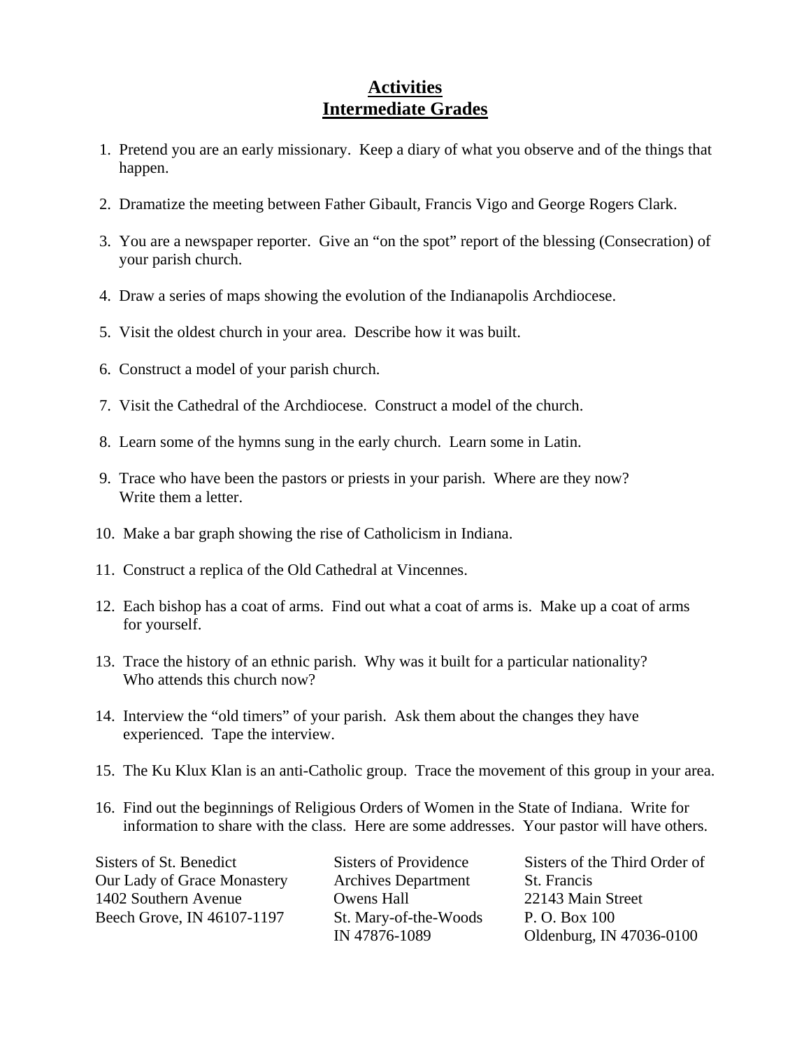# Activities
## Intermediate Grades

1. Pretend you are an early missionary. Keep a diary of what you observe and of the things that happen.
2. Dramatize the meeting between Father Gibault, Francis Vigo and George Rogers Clark.
3. You are a newspaper reporter. Give an "on the spot" report of the blessing (Consecration) of your parish church.
4. Draw a series of maps showing the evolution of the Indianapolis Archdiocese.
5. Visit the oldest church in your area. Describe how it was built.
6. Construct a model of your parish church.
7. Visit the Cathedral of the Archdiocese. Construct a model of the church.
8. Learn some of the hymns sung in the early church. Learn some in Latin.
9. Trace who have been the pastors or priests in your parish. Where are they now? Write them a letter.
10. Make a bar graph showing the rise of Catholicism in Indiana.
11. Construct a replica of the Old Cathedral at Vincennes.
12. Each bishop has a coat of arms. Find out what a coat of arms is. Make up a coat of arms for yourself.
13. Trace the history of an ethnic parish. Why was it built for a particular nationality? Who attends this church now?
14. Interview the "old timers" of your parish. Ask them about the changes they have experienced. Tape the interview.
15. The Ku Klux Klan is an anti-Catholic group. Trace the movement of this group in your area.
16. Find out the beginnings of Religious Orders of Women in the State of Indiana. Write for information to share with the class. Here are some addresses. Your pastor will have others.

Sisters of St. Benedict
Our Lady of Grace Monastery
1402 Southern Avenue
Beech Grove, IN 46107-1197

Sisters of Providence
Archives Department
Owens Hall
St. Mary-of-the-Woods
IN 47876-1089

Sisters of the Third Order of St. Francis
22143 Main Street
P. O. Box 100
Oldenburg, IN 47036-0100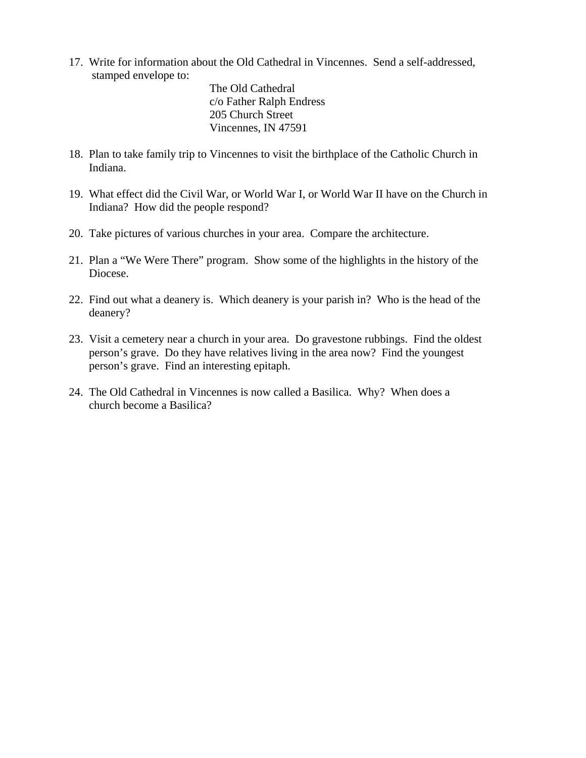17. Write for information about the Old Cathedral in Vincennes. Send a self-addressed, stamped envelope to:

    The Old Cathedral
    c/o Father Ralph Endress
    205 Church Street
    Vincennes, IN 47591

18. Plan to take family trip to Vincennes to visit the birthplace of the Catholic Church in Indiana.

19. What effect did the Civil War, or World War I, or World War II have on the Church in Indiana? How did the people respond?

20. Take pictures of various churches in your area. Compare the architecture.

21. Plan a "We Were There" program. Show some of the highlights in the history of the Diocese.

22. Find out what a deanery is. Which deanery is your parish in? Who is the head of the deanery?

23. Visit a cemetery near a church in your area. Do gravestone rubbings. Find the oldest person's grave. Do they have relatives living in the area now? Find the youngest person's grave. Find an interesting epitaph.

24. The Old Cathedral in Vincennes is now called a Basilica. Why? When does a church become a Basilica?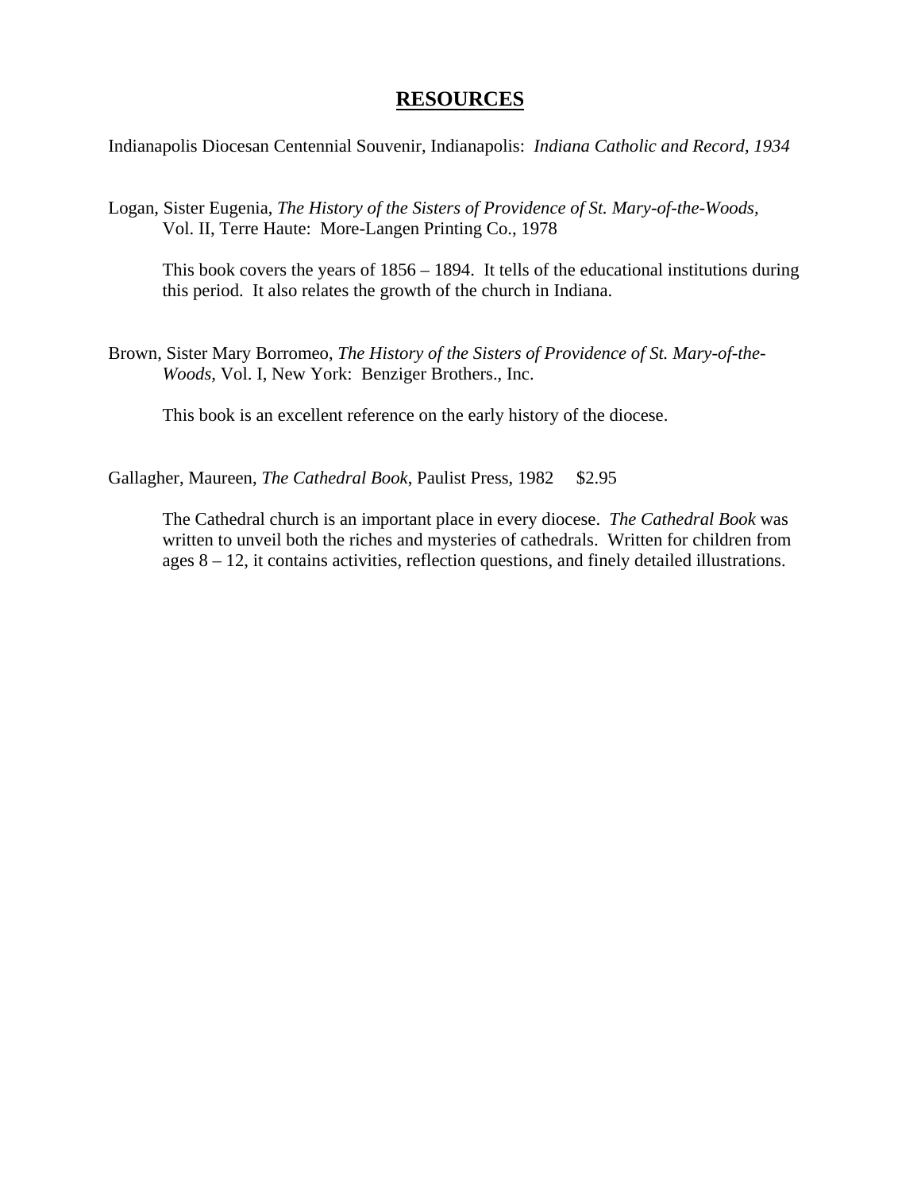# **RESOURCES**

Indianapolis Diocesan Centennial Souvenir, Indianapolis: *Indiana Catholic and Record, 1934*

Logan, Sister Eugenia, *The History of the Sisters of Providence of St. Mary-of-the-Woods,* Vol. II, Terre Haute: More-Langen Printing Co., 1978

> This book covers the years of 1856 – 1894. It tells of the educational institutions during this period. It also relates the growth of the church in Indiana.

Brown, Sister Mary Borromeo, *The History of the Sisters of Providence of St. Mary-of-the-Woods,* Vol. I, New York: Benziger Brothers., Inc.

> This book is an excellent reference on the early history of the diocese.

Gallagher, Maureen, *The Cathedral Book*, Paulist Press, 1982 $2.95

> The Cathedral church is an important place in every diocese. *The Cathedral Book* was written to unveil both the riches and mysteries of cathedrals. Written for children from ages 8 – 12, it contains activities, reflection questions, and finely detailed illustrations.